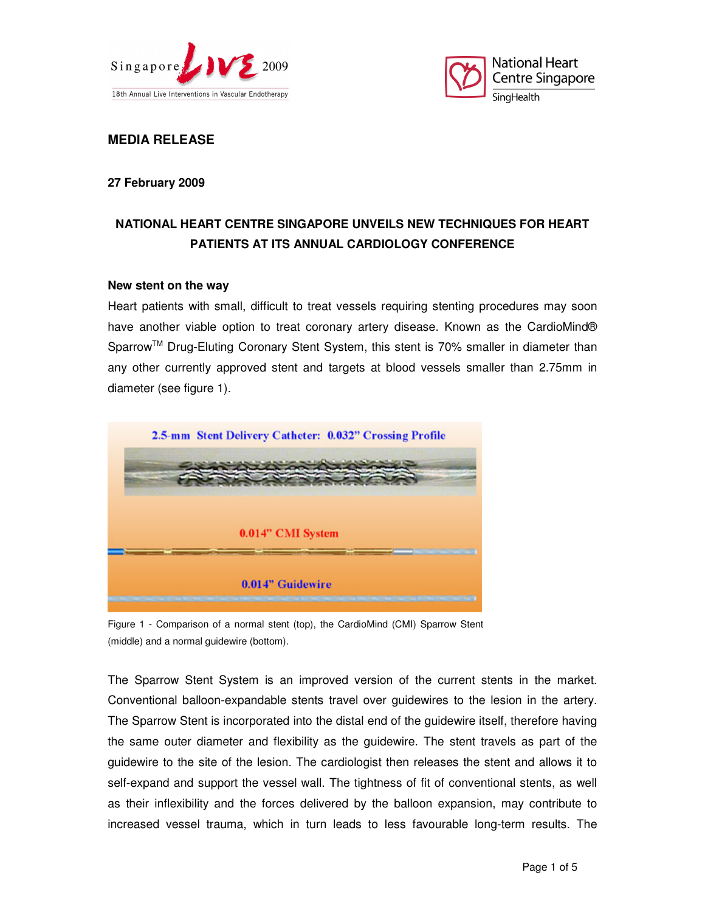**MEDIA RELEASE**

**27 February 2009**

## NATIONAL HEART CENTRE SINGAPORE UNVEILS NEW TECHNIQUES FOR HEART PATIENTS AT ITS ANNUAL CARDIOLOGY CONFERENCE

### New stent on the way

Heart patients with small, difficult to treat vessels requiring stenting procedures may soon have another viable option to treat coronary artery disease. Known as the CardioMind® Sparrow™ Drug-Eluting Coronary Stent System, this stent is 70% smaller in diameter than any other currently approved stent and targets at blood vessels smaller than 2.75mm in diameter (see figure 1).

Figure 1 - Comparison of a normal stent (top), the CardioMind (CMI) Sparrow Stent (middle) and a normal guidewire (bottom).

The Sparrow Stent System is an improved version of the current stents in the market. Conventional balloon-expandable stents travel over guidewires to the lesion in the artery. The Sparrow Stent is incorporated into the distal end of the guidewire itself, therefore having the same outer diameter and flexibility as the guidewire. The stent travels as part of the guidewire to the site of the lesion. The cardiologist then releases the stent and allows it to self-expand and support the vessel wall. The tightness of fit of conventional stents, as well as their inflexibility and the forces delivered by the balloon expansion, may contribute to increased vessel trauma, which in turn leads to less favourable long-term results. The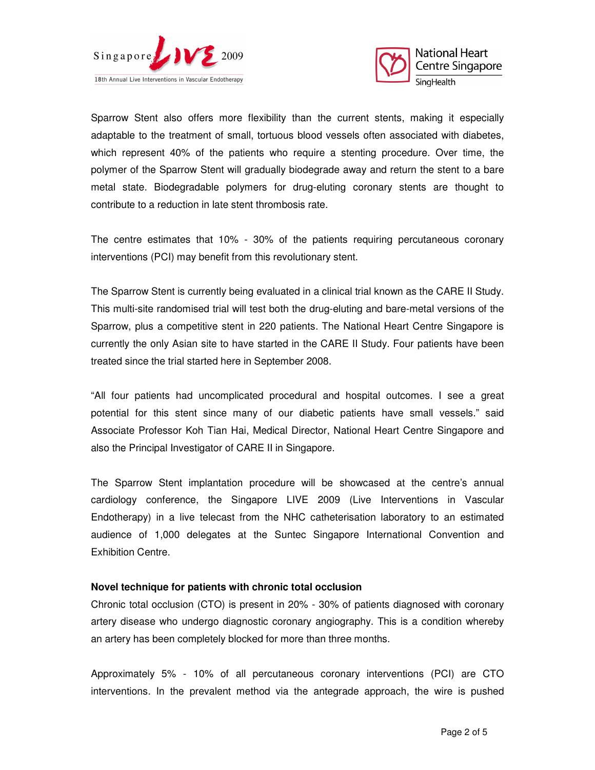Sparrow Stent also offers more flexibility than the current stents, making it especially adaptable to the treatment of small, tortuous blood vessels often associated with diabetes, which represent 40% of the patients who require a stenting procedure. Over time, the polymer of the Sparrow Stent will gradually biodegrade away and return the stent to a bare metal state. Biodegradable polymers for drug-eluting coronary stents are thought to contribute to a reduction in late stent thrombosis rate.

The centre estimates that 10% - 30% of the patients requiring percutaneous coronary interventions (PCI) may benefit from this revolutionary stent.

The Sparrow Stent is currently being evaluated in a clinical trial known as the CARE II Study. This multi-site randomised trial will test both the drug-eluting and bare-metal versions of the Sparrow, plus a competitive stent in 220 patients. The National Heart Centre Singapore is currently the only Asian site to have started in the CARE II Study. Four patients have been treated since the trial started here in September 2008.

"All four patients had uncomplicated procedural and hospital outcomes. I see a great potential for this stent since many of our diabetic patients have small vessels." said Associate Professor Koh Tian Hai, Medical Director, National Heart Centre Singapore and also the Principal Investigator of CARE II in Singapore.

The Sparrow Stent implantation procedure will be showcased at the centre's annual cardiology conference, the Singapore LIVE 2009 (Live Interventions in Vascular Endotherapy) in a live telecast from the NHC catheterisation laboratory to an estimated audience of 1,000 delegates at the Suntec Singapore International Convention and Exhibition Centre.

**Novel technique for patients with chronic total occlusion**

Chronic total occlusion (CTO) is present in 20% - 30% of patients diagnosed with coronary artery disease who undergo diagnostic coronary angiography. This is a condition whereby an artery has been completely blocked for more than three months.

Approximately 5% - 10% of all percutaneous coronary interventions (PCI) are CTO interventions. In the prevalent method via the antegrade approach, the wire is pushed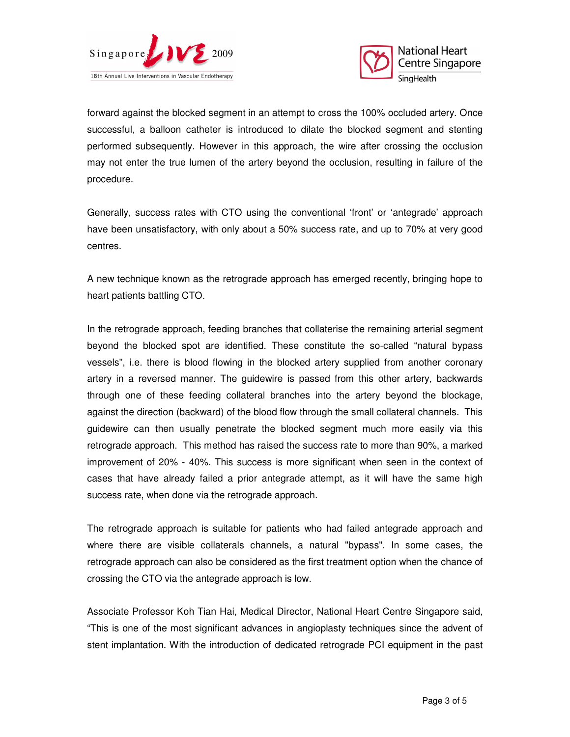forward against the blocked segment in an attempt to cross the 100% occluded artery. Once successful, a balloon catheter is introduced to dilate the blocked segment and stenting performed subsequently. However in this approach, the wire after crossing the occlusion may not enter the true lumen of the artery beyond the occlusion, resulting in failure of the procedure.

Generally, success rates with CTO using the conventional 'front' or 'antegrade' approach have been unsatisfactory, with only about a 50% success rate, and up to 70% at very good centres.

A new technique known as the retrograde approach has emerged recently, bringing hope to heart patients battling CTO.

In the retrograde approach, feeding branches that collaterise the remaining arterial segment beyond the blocked spot are identified. These constitute the so-called "natural bypass vessels", i.e. there is blood flowing in the blocked artery supplied from another coronary artery in a reversed manner. The guidewire is passed from this other artery, backwards through one of these feeding collateral branches into the artery beyond the blockage, against the direction (backward) of the blood flow through the small collateral channels. This guidewire can then usually penetrate the blocked segment much more easily via this retrograde approach. This method has raised the success rate to more than 90%, a marked improvement of 20% - 40%. This success is more significant when seen in the context of cases that have already failed a prior antegrade attempt, as it will have the same high success rate, when done via the retrograde approach.

The retrograde approach is suitable for patients who had failed antegrade approach and where there are visible collaterals channels, a natural "bypass". In some cases, the retrograde approach can also be considered as the first treatment option when the chance of crossing the CTO via the antegrade approach is low.

Associate Professor Koh Tian Hai, Medical Director, National Heart Centre Singapore said, "This is one of the most significant advances in angioplasty techniques since the advent of stent implantation. With the introduction of dedicated retrograde PCI equipment in the past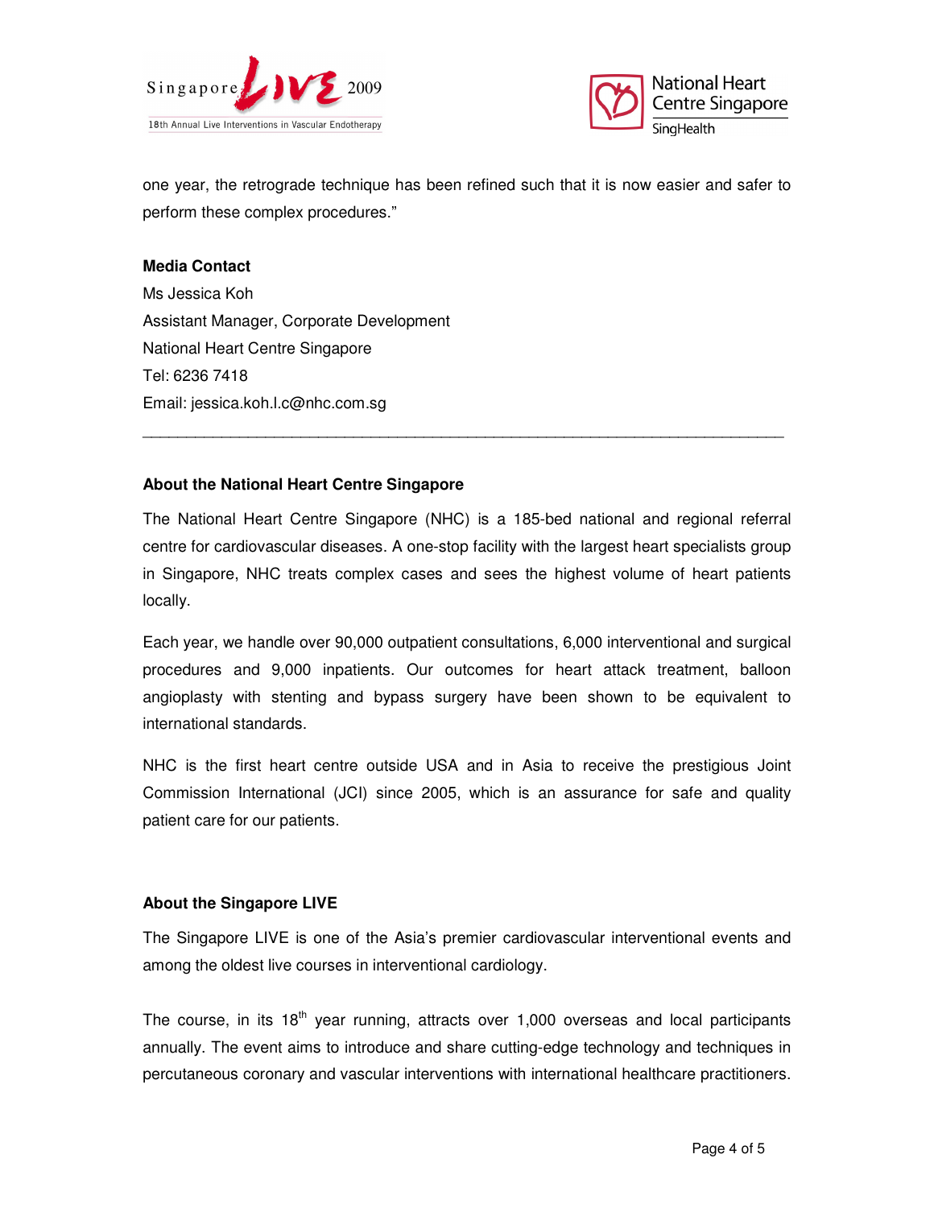one year, the retrograde technique has been refined such that it is now easier and safer to perform these complex procedures."

**Media Contact**
Ms Jessica Koh
Assistant Manager, Corporate Development
National Heart Centre Singapore
Tel: 6236 7418
Email: jessica.koh.l.c@nhc.com.sg

---

**About the National Heart Centre Singapore**

The National Heart Centre Singapore (NHC) is a 185-bed national and regional referral centre for cardiovascular diseases. A one-stop facility with the largest heart specialists group in Singapore, NHC treats complex cases and sees the highest volume of heart patients locally.

Each year, we handle over 90,000 outpatient consultations, 6,000 interventional and surgical procedures and 9,000 inpatients. Our outcomes for heart attack treatment, balloon angioplasty with stenting and bypass surgery have been shown to be equivalent to international standards.

NHC is the first heart centre outside USA and in Asia to receive the prestigious Joint Commission International (JCI) since 2005, which is an assurance for safe and quality patient care for our patients.

**About the Singapore LIVE**

The Singapore LIVE is one of the Asia's premier cardiovascular interventional events and among the oldest live courses in interventional cardiology.

The course, in its 18th year running, attracts over 1,000 overseas and local participants annually. The event aims to introduce and share cutting-edge technology and techniques in percutaneous coronary and vascular interventions with international healthcare practitioners.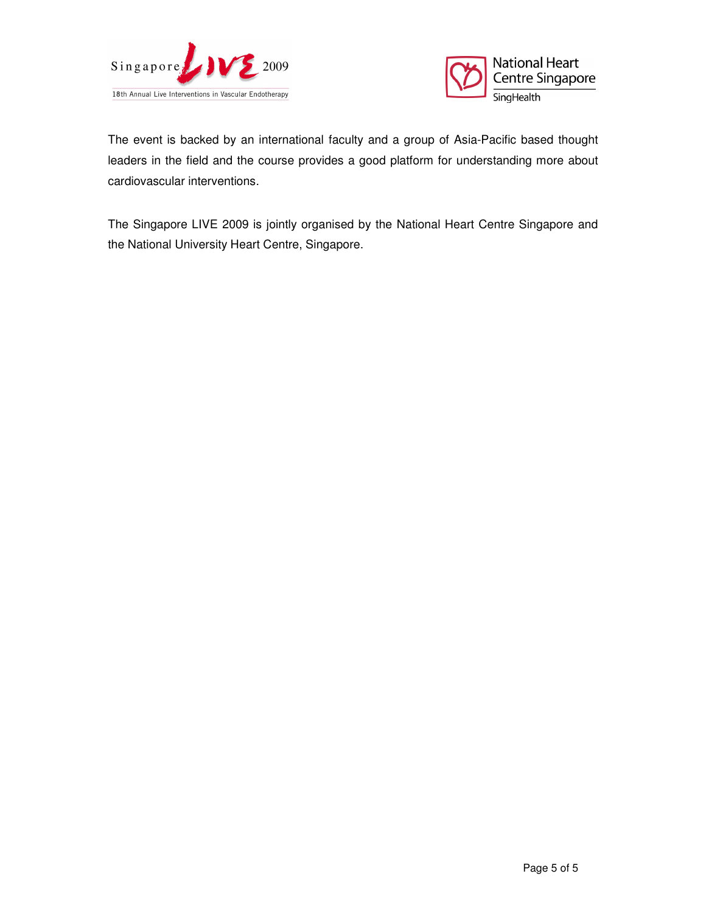The event is backed by an international faculty and a group of Asia-Pacific based thought leaders in the field and the course provides a good platform for understanding more about cardiovascular interventions.

The Singapore LIVE 2009 is jointly organised by the National Heart Centre Singapore and the National University Heart Centre, Singapore.